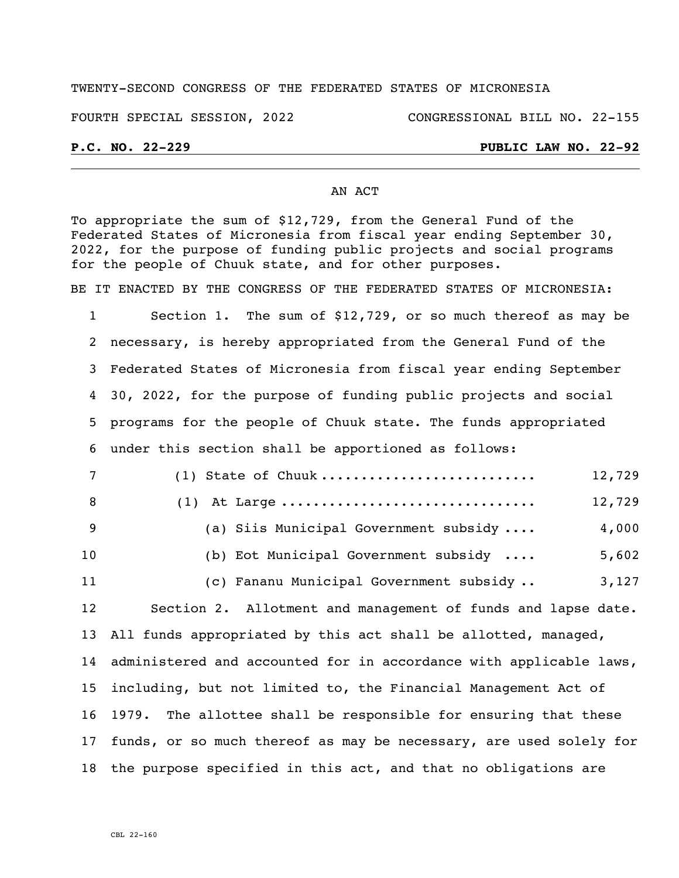TWENTY-SECOND CONGRESS OF THE FEDERATED STATES OF MICRONESIA

FOURTH SPECIAL SESSION, 2022 CONGRESSIONAL BILL NO. 22-155

**P.C. NO. 22-229** **PUBLIC LAW NO. 22-92**

AN ACT

To appropriate the sum of $12,729, from the General Fund of the Federated States of Micronesia from fiscal year ending September 30, 2022, for the purpose of funding public projects and social programs for the people of Chuuk state, and for other purposes.

BE IT ENACTED BY THE CONGRESS OF THE FEDERATED STATES OF MICRONESIA:

Section 1. The sum of $12,729, or so much thereof as may be necessary, is hereby appropriated from the General Fund of the Federated States of Micronesia from fiscal year ending September 30, 2022, for the purpose of funding public projects and social programs for the people of Chuuk state. The funds appropriated under this section shall be apportioned as follows:

| | |
|---|---|
| (1) State of Chuuk .......................... | 12,729 |
| (1) At Large .............................. | 12,729 |
| (a) Siis Municipal Government subsidy .... | 4,000 |
| (b) Eot Municipal Government subsidy .... | 5,602 |
| (c) Fananu Municipal Government subsidy .. | 3,127 |

Section 2. Allotment and management of funds and lapse date. All funds appropriated by this act shall be allotted, managed, administered and accounted for in accordance with applicable laws, including, but not limited to, the Financial Management Act of 1979. The allottee shall be responsible for ensuring that these funds, or so much thereof as may be necessary, are used solely for the purpose specified in this act, and that no obligations are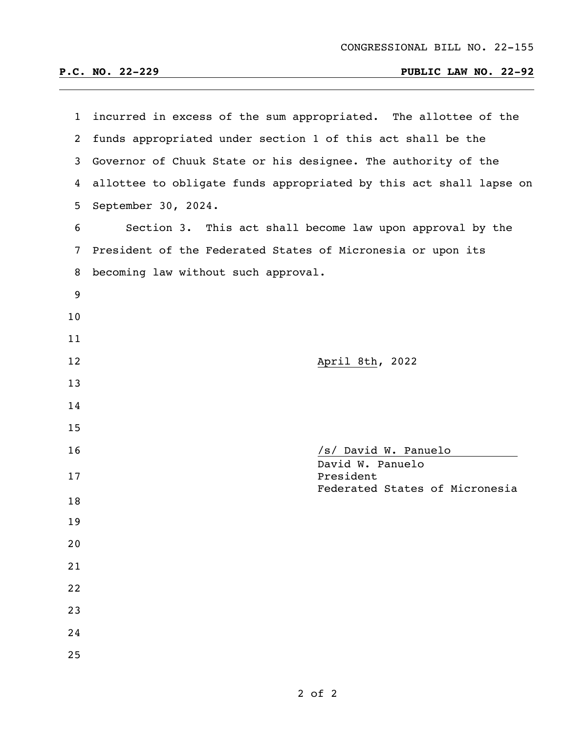CONGRESSIONAL BILL NO. 22-155

**P.C. NO. 22-229** **PUBLIC LAW NO. 22-92**

incurred in excess of the sum appropriated. The allottee of the funds appropriated under section 1 of this act shall be the Governor of Chuuk State or his designee. The authority of the allottee to obligate funds appropriated by this act shall lapse on September 30, 2024.

Section 3. This act shall become law upon approval by the President of the Federated States of Micronesia or upon its becoming law without such approval.

April 8th, 2022

/s/ David W. Panuelo
David W. Panuelo
President
Federated States of Micronesia